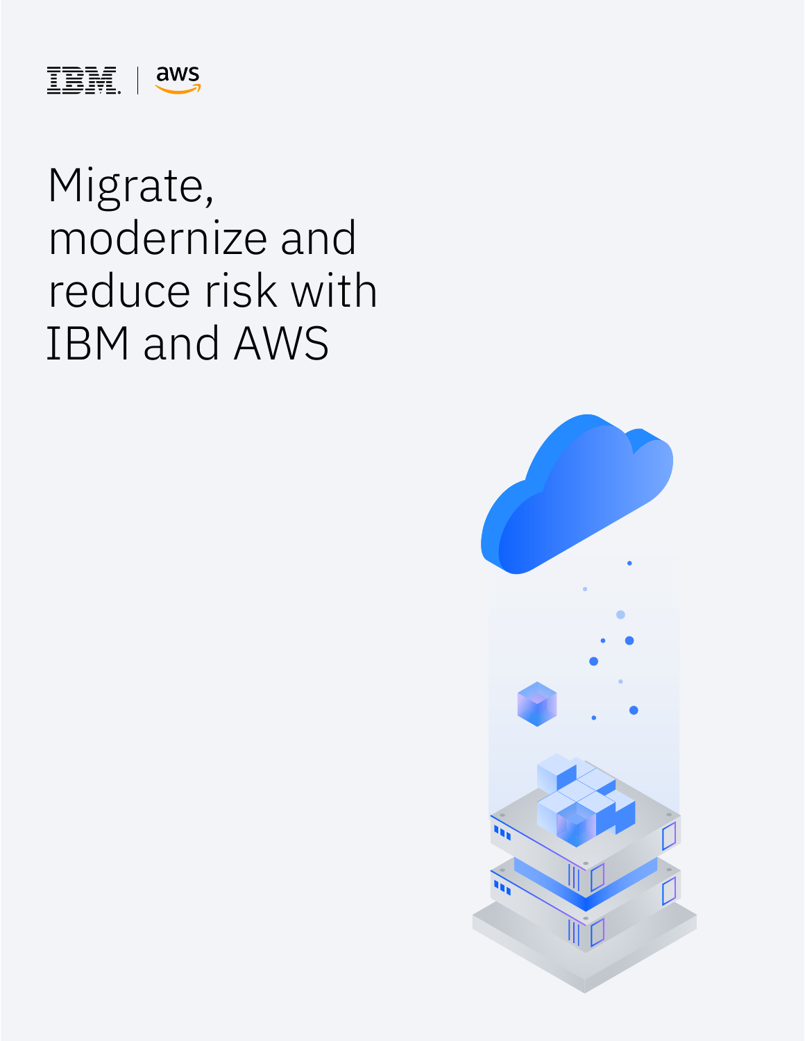# Migrate, modernize and reduce risk with IBM and AWS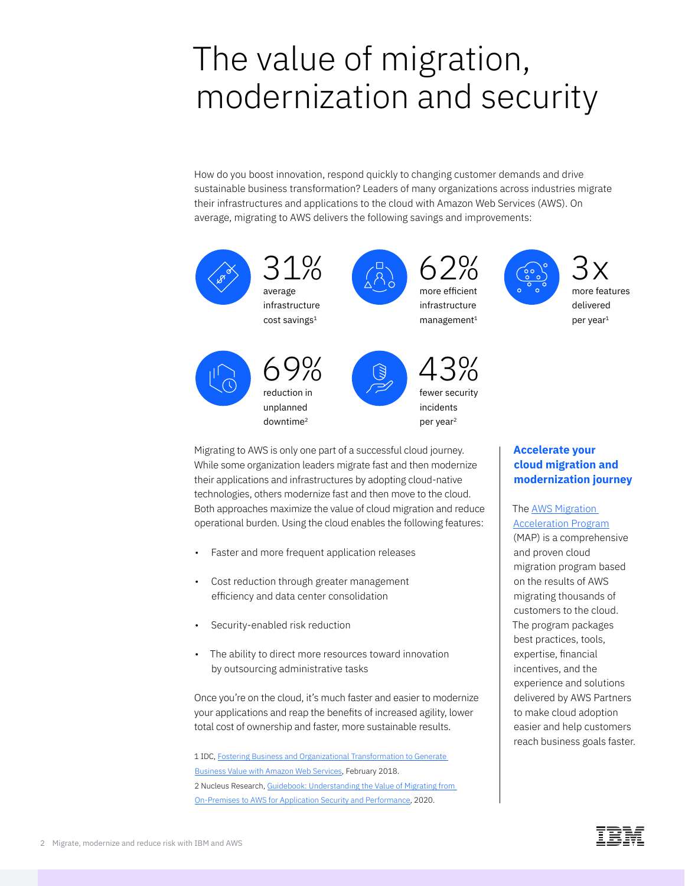# The value of migration, modernization and security

How do you boost innovation, respond quickly to changing customer demands and drive sustainable business transformation? Leaders of many organizations across industries migrate their infrastructures and applications to the cloud with Amazon Web Services (AWS). On average, migrating to AWS delivers the following savings and improvements:

**31%** average infrastructure cost savings[1]

**62%** more efficient infrastructure management[1]

**3x** more features delivered per year[1]

**69%** reduction in unplanned downtime[2]

**43%** fewer security incidents per year[2]

Migrating to AWS is only one part of a successful cloud journey. While some organization leaders migrate fast and then modernize their applications and infrastructures by adopting cloud-native technologies, others modernize fast and then move to the cloud. Both approaches maximize the value of cloud migration and reduce operational burden. Using the cloud enables the following features:

- Faster and more frequent application releases
- Cost reduction through greater management efficiency and data center consolidation
- Security-enabled risk reduction
- The ability to direct more resources toward innovation by outsourcing administrative tasks

Once you're on the cloud, it's much faster and easier to modernize your applications and reap the benefits of increased agility, lower total cost of ownership and faster, more sustainable results.

1 IDC, Fostering Business and Organizational Transformation to Generate Business Value with Amazon Web Services, February 2018.
2 Nucleus Research, Guidebook: Understanding the Value of Migrating from On-Premises to AWS for Application Security and Performance, 2020.

### Accelerate your cloud migration and modernization journey

The AWS Migration Acceleration Program (MAP) is a comprehensive and proven cloud migration program based on the results of AWS migrating thousands of customers to the cloud. The program packages best practices, tools, expertise, financial incentives, and the experience and solutions delivered by AWS Partners to make cloud adoption easier and help customers reach business goals faster.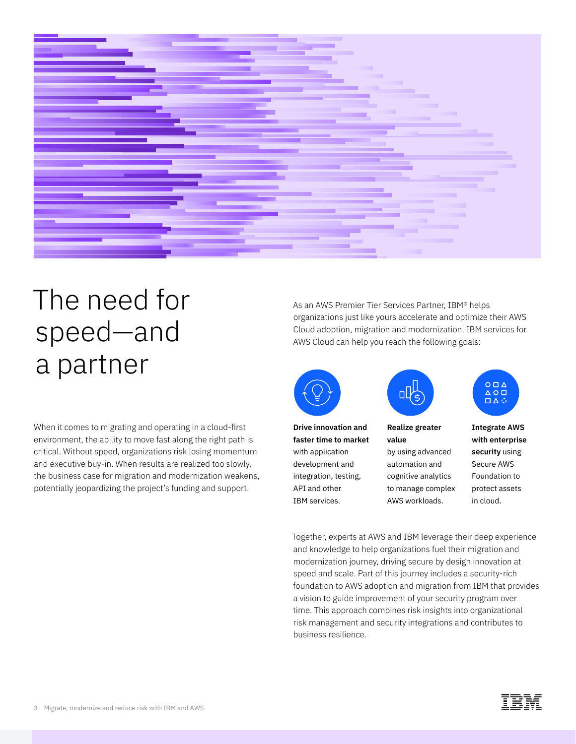# The need for speed—and a partner

When it comes to migrating and operating in a cloud-first environment, the ability to move fast along the right path is critical. Without speed, organizations risk losing momentum and executive buy-in. When results are realized too slowly, the business case for migration and modernization weakens, potentially jeopardizing the project's funding and support.

As an AWS Premier Tier Services Partner, IBM® helps organizations just like yours accelerate and optimize their AWS Cloud adoption, migration and modernization. IBM services for AWS Cloud can help you reach the following goals:

**Drive innovation and faster time to market** with application development and integration, testing, API and other IBM services.

**Realize greater value** by using advanced automation and cognitive analytics to manage complex AWS workloads.

**Integrate AWS with enterprise security** using Secure AWS Foundation to protect assets in cloud.

Together, experts at AWS and IBM leverage their deep experience and knowledge to help organizations fuel their migration and modernization journey, driving secure by design innovation at speed and scale. Part of this journey includes a security-rich foundation to AWS adoption and migration from IBM that provides a vision to guide improvement of your security program over time. This approach combines risk insights into organizational risk management and security integrations and contributes to business resilience.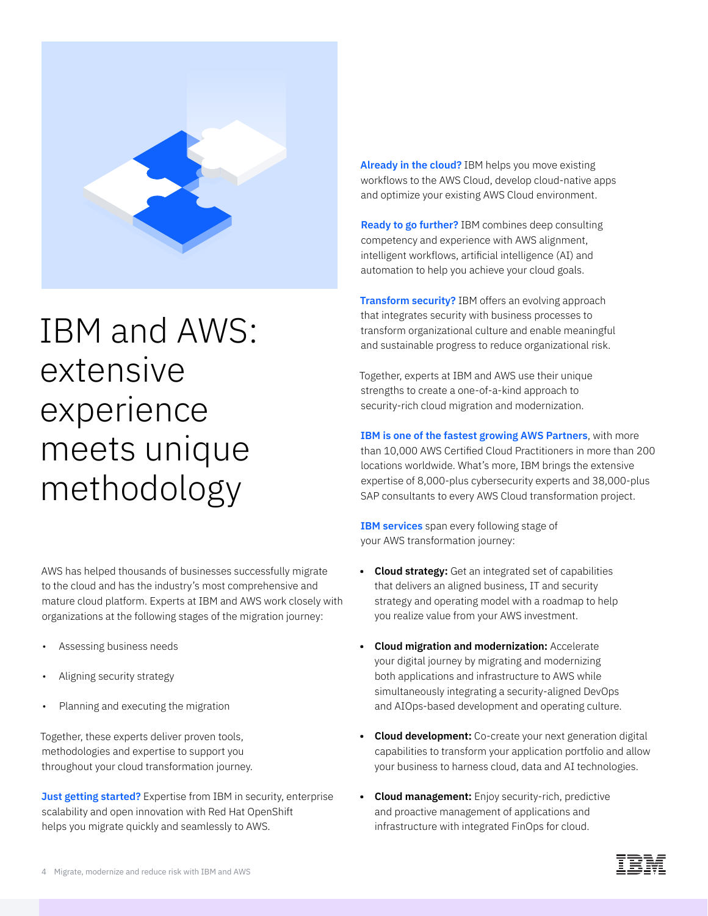# IBM and AWS: extensive experience meets unique methodology

AWS has helped thousands of businesses successfully migrate to the cloud and has the industry's most comprehensive and mature cloud platform. Experts at IBM and AWS work closely with organizations at the following stages of the migration journey:

- Assessing business needs
- Aligning security strategy
- Planning and executing the migration

Together, these experts deliver proven tools, methodologies and expertise to support you throughout your cloud transformation journey.

**Just getting started?** Expertise from IBM in security, enterprise scalability and open innovation with Red Hat OpenShift helps you migrate quickly and seamlessly to AWS.

**Already in the cloud?** IBM helps you move existing workflows to the AWS Cloud, develop cloud-native apps and optimize your existing AWS Cloud environment.

**Ready to go further?** IBM combines deep consulting competency and experience with AWS alignment, intelligent workflows, artificial intelligence (AI) and automation to help you achieve your cloud goals.

**Transform security?** IBM offers an evolving approach that integrates security with business processes to transform organizational culture and enable meaningful and sustainable progress to reduce organizational risk.

Together, experts at IBM and AWS use their unique strengths to create a one-of-a-kind approach to security-rich cloud migration and modernization.

**IBM is one of the fastest growing AWS Partners**, with more than 10,000 AWS Certified Cloud Practitioners in more than 200 locations worldwide. What's more, IBM brings the extensive expertise of 8,000-plus cybersecurity experts and 38,000-plus SAP consultants to every AWS Cloud transformation project.

**IBM services** span every following stage of your AWS transformation journey:

- **Cloud strategy:** Get an integrated set of capabilities that delivers an aligned business, IT and security strategy and operating model with a roadmap to help you realize value from your AWS investment.
- **Cloud migration and modernization:** Accelerate your digital journey by migrating and modernizing both applications and infrastructure to AWS while simultaneously integrating a security-aligned DevOps and AIOps-based development and operating culture.
- **Cloud development:** Co-create your next generation digital capabilities to transform your application portfolio and allow your business to harness cloud, data and AI technologies.
- **Cloud management:** Enjoy security-rich, predictive and proactive management of applications and infrastructure with integrated FinOps for cloud.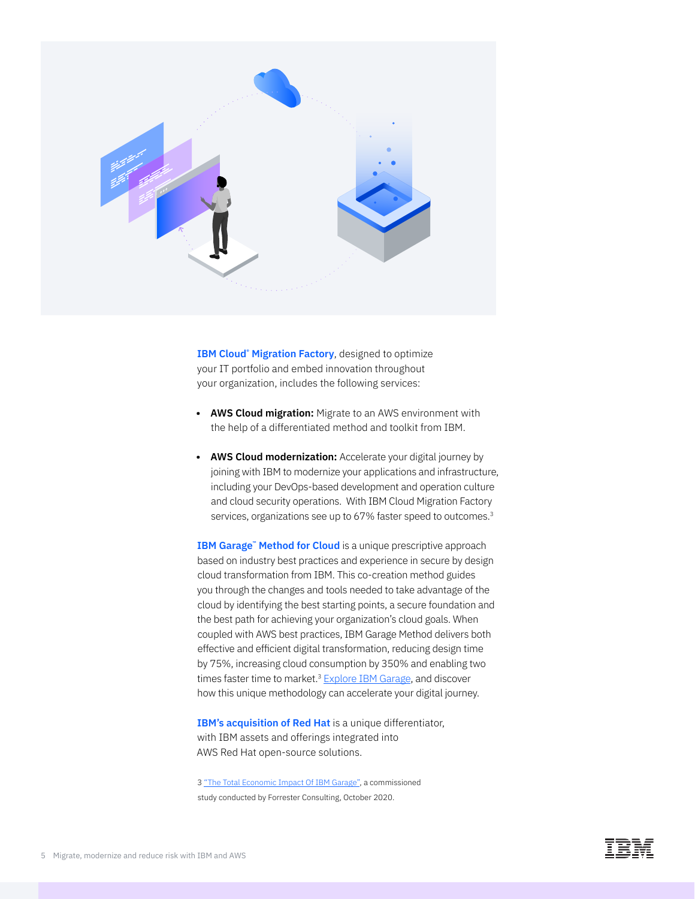**IBM Cloud® Migration Factory**, designed to optimize your IT portfolio and embed innovation throughout your organization, includes the following services:

- **AWS Cloud migration:** Migrate to an AWS environment with the help of a differentiated method and toolkit from IBM.
- **AWS Cloud modernization:** Accelerate your digital journey by joining with IBM to modernize your applications and infrastructure, including your DevOps-based development and operation culture and cloud security operations. With IBM Cloud Migration Factory services, organizations see up to 67% faster speed to outcomes.[3]

**IBM Garage™ Method for Cloud** is a unique prescriptive approach based on industry best practices and experience in secure by design cloud transformation from IBM. This co-creation method guides you through the changes and tools needed to take advantage of the cloud by identifying the best starting points, a secure foundation and the best path for achieving your organization's cloud goals. When coupled with AWS best practices, IBM Garage Method delivers both effective and efficient digital transformation, reducing design time by 75%, increasing cloud consumption by 350% and enabling two times faster time to market.[3] Explore IBM Garage, and discover how this unique methodology can accelerate your digital journey.

**IBM's acquisition of Red Hat** is a unique differentiator, with IBM assets and offerings integrated into AWS Red Hat open-source solutions.

3 "The Total Economic Impact Of IBM Garage", a commissioned study conducted by Forrester Consulting, October 2020.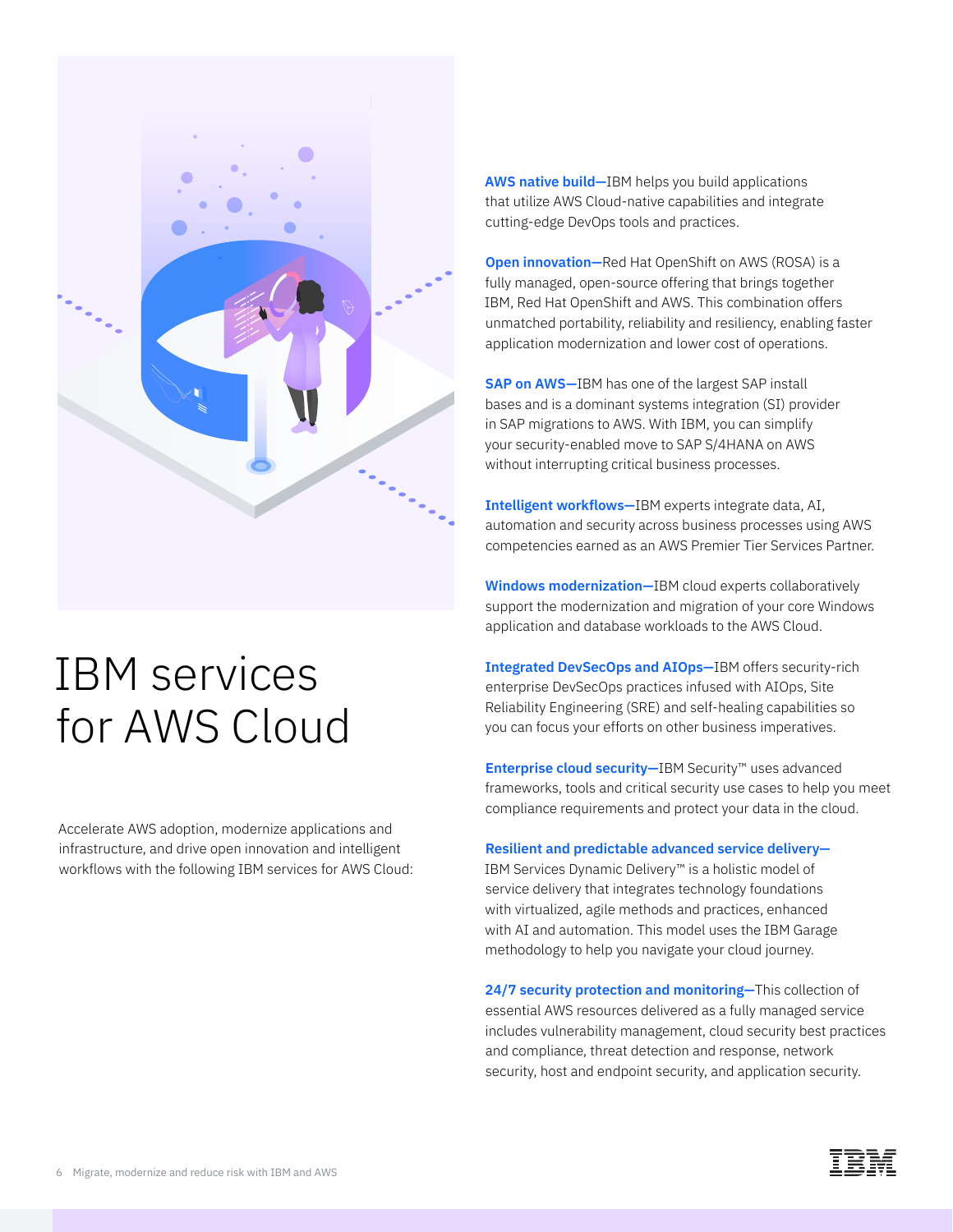# IBM services for AWS Cloud

Accelerate AWS adoption, modernize applications and infrastructure, and drive open innovation and intelligent workflows with the following IBM services for AWS Cloud:

**AWS native build—**IBM helps you build applications that utilize AWS Cloud-native capabilities and integrate cutting-edge DevOps tools and practices.

**Open innovation—**Red Hat OpenShift on AWS (ROSA) is a fully managed, open-source offering that brings together IBM, Red Hat OpenShift and AWS. This combination offers unmatched portability, reliability and resiliency, enabling faster application modernization and lower cost of operations.

**SAP on AWS—**IBM has one of the largest SAP install bases and is a dominant systems integration (SI) provider in SAP migrations to AWS. With IBM, you can simplify your security-enabled move to SAP S/4HANA on AWS without interrupting critical business processes.

**Intelligent workflows—**IBM experts integrate data, AI, automation and security across business processes using AWS competencies earned as an AWS Premier Tier Services Partner.

**Windows modernization—**IBM cloud experts collaboratively support the modernization and migration of your core Windows application and database workloads to the AWS Cloud.

**Integrated DevSecOps and AIOps—**IBM offers security-rich enterprise DevSecOps practices infused with AIOps, Site Reliability Engineering (SRE) and self-healing capabilities so you can focus your efforts on other business imperatives.

**Enterprise cloud security—**IBM Security™ uses advanced frameworks, tools and critical security use cases to help you meet compliance requirements and protect your data in the cloud.

**Resilient and predictable advanced service delivery—**IBM Services Dynamic Delivery™ is a holistic model of service delivery that integrates technology foundations with virtualized, agile methods and practices, enhanced with AI and automation. This model uses the IBM Garage methodology to help you navigate your cloud journey.

**24/7 security protection and monitoring—**This collection of essential AWS resources delivered as a fully managed service includes vulnerability management, cloud security best practices and compliance, threat detection and response, network security, host and endpoint security, and application security.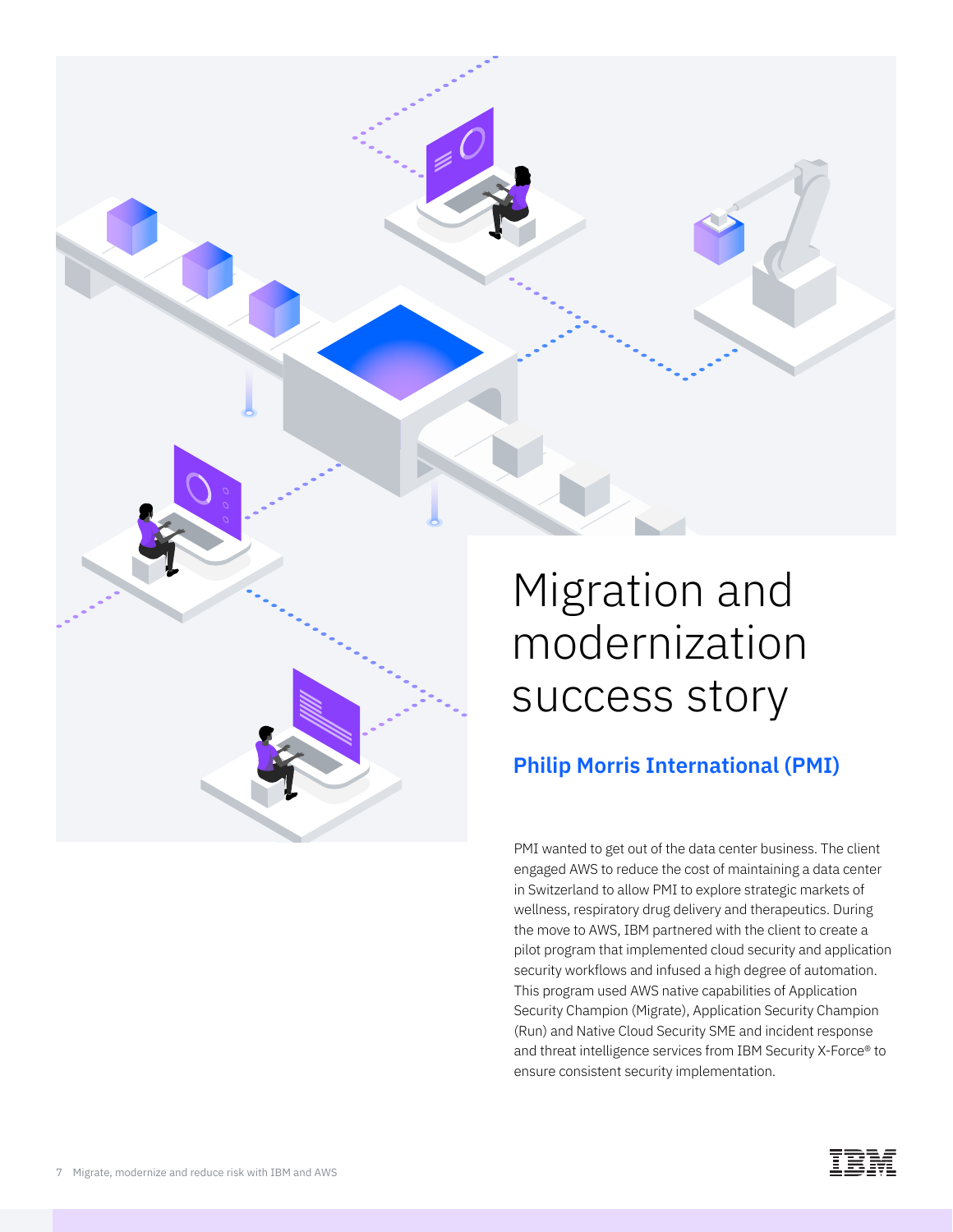# Migration and modernization success story

## Philip Morris International (PMI)

PMI wanted to get out of the data center business. The client engaged AWS to reduce the cost of maintaining a data center in Switzerland to allow PMI to explore strategic markets of wellness, respiratory drug delivery and therapeutics. During the move to AWS, IBM partnered with the client to create a pilot program that implemented cloud security and application security workflows and infused a high degree of automation. This program used AWS native capabilities of Application Security Champion (Migrate), Application Security Champion (Run) and Native Cloud Security SME and incident response and threat intelligence services from IBM Security X-Force® to ensure consistent security implementation.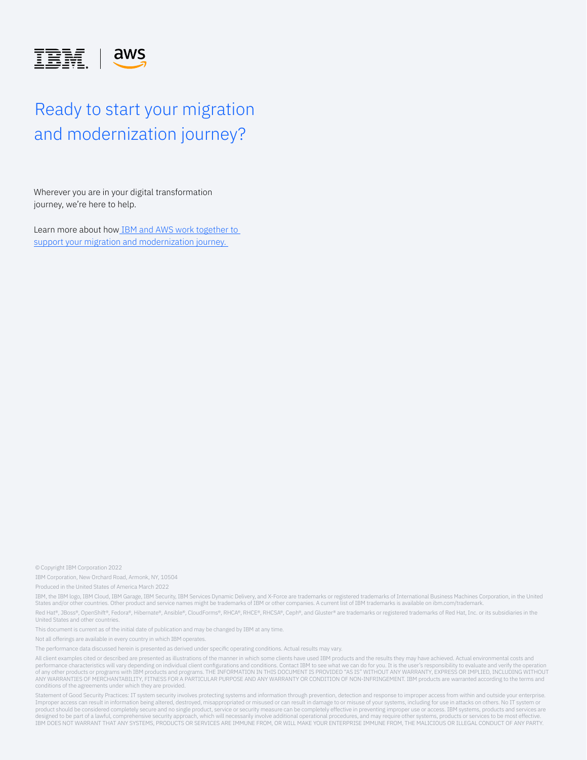# Ready to start your migration and modernization journey?

Wherever you are in your digital transformation journey, we're here to help.

Learn more about how IBM and AWS work together to support your migration and modernization journey.

© Copyright IBM Corporation 2022

IBM Corporation, New Orchard Road, Armonk, NY, 10504

Produced in the United States of America March 2022

IBM, the IBM logo, IBM Cloud, IBM Garage, IBM Security, IBM Services Dynamic Delivery, and X-Force are trademarks or registered trademarks of International Business Machines Corporation, in the United States and/or other countries. Other product and service names might be trademarks of IBM or other companies. A current list of IBM trademarks is available on ibm.com/trademark.

Red Hat®, JBoss®, OpenShift®, Fedora®, Hibernate®, Ansible®, CloudForms®, RHCA®, RHCE®, RHCSA®, Ceph®, and Gluster® are trademarks or registered trademarks of Red Hat, Inc. or its subsidiaries in the United States and other countries.

This document is current as of the initial date of publication and may be changed by IBM at any time.

Not all offerings are available in every country in which IBM operates.

The performance data discussed herein is presented as derived under specific operating conditions. Actual results may vary.

All client examples cited or described are presented as illustrations of the manner in which some clients have used IBM products and the results they may have achieved. Actual environmental costs and performance characteristics will vary depending on individual client configurations and conditions. Contact IBM to see what we can do for you. It is the user's responsibility to evaluate and verify the operation of any other products or programs with IBM products and programs. THE INFORMATION IN THIS DOCUMENT IS PROVIDED "AS IS" WITHOUT ANY WARRANTY, EXPRESS OR IMPLIED, INCLUDING WITHOUT ANY WARRANTIES OF MERCHANTABILITY, FITNESS FOR A PARTICULAR PURPOSE AND ANY WARRANTY OR CONDITION OF NON-INFRINGEMENT. IBM products are warranted according to the terms and conditions of the agreements under which they are provided.

Statement of Good Security Practices: IT system security involves protecting systems and information through prevention, detection and response to improper access from within and outside your enterprise. Improper access can result in information being altered, destroyed, misappropriated or misused or can result in damage to or misuse of your systems, including for use in attacks on others. No IT system or product should be considered completely secure and no single product, service or security measure can be completely effective in preventing improper use or access. IBM systems, products and services are designed to be part of a lawful, comprehensive security approach, which will necessarily involve additional operational procedures, and may require other systems, products or services to be most effective. IBM DOES NOT WARRANT THAT ANY SYSTEMS, PRODUCTS OR SERVICES ARE IMMUNE FROM, OR WILL MAKE YOUR ENTERPRISE IMMUNE FROM, THE MALICIOUS OR ILLEGAL CONDUCT OF ANY PARTY.